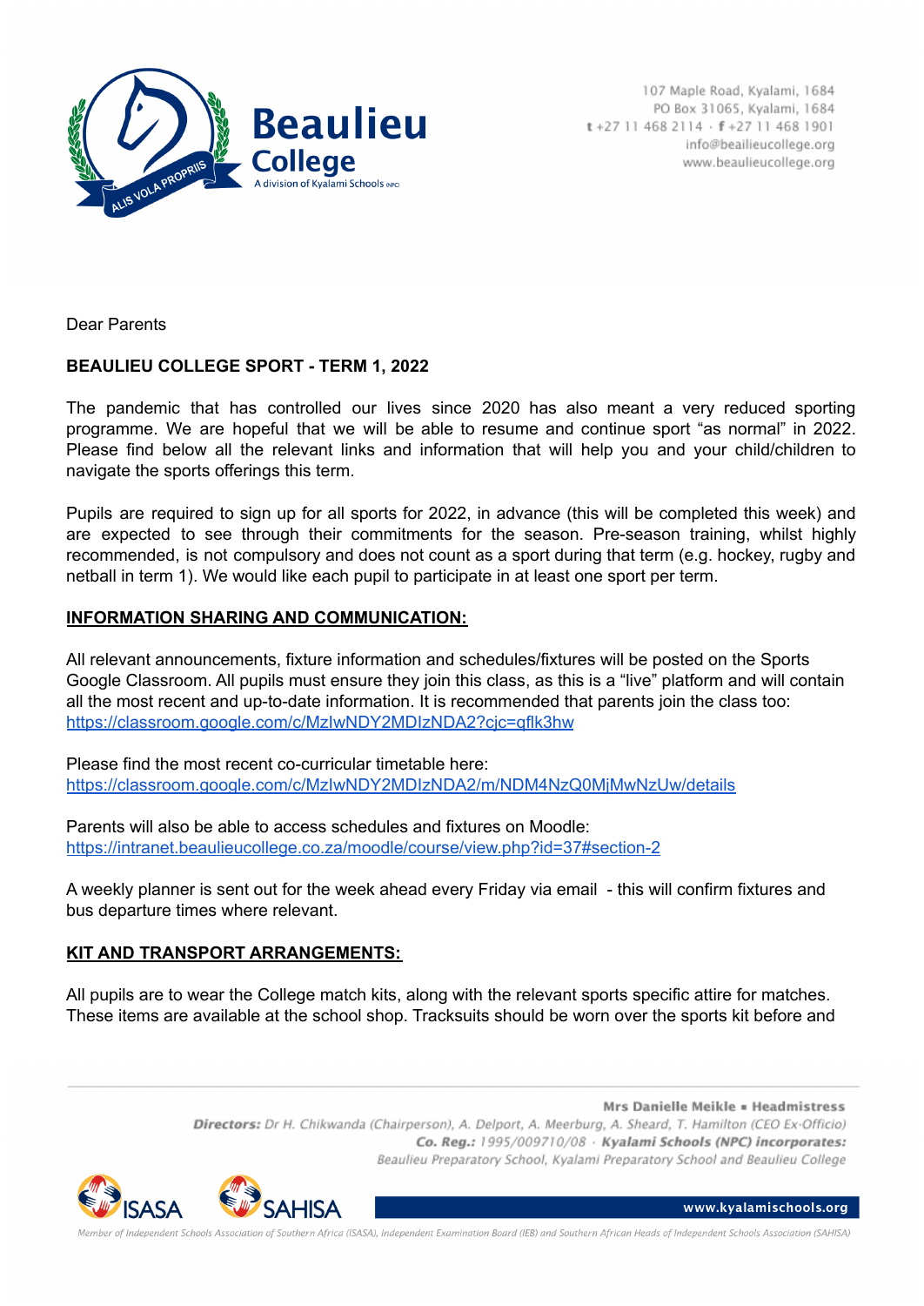Beaulieu College
A division of Kyalami Schools (NPC)

ALIS VOLA PROPRIIS

107 Maple Road, Kyalami, 1684
PO Box 31065, Kyalami, 1684
t +27 11 468 2114 · f +27 11 468 1901
info@beailieucollege.org
www.beaulieucollege.org

Dear Parents

**BEAULIEU COLLEGE SPORT - TERM 1, 2022**

The pandemic that has controlled our lives since 2020 has also meant a very reduced sporting programme. We are hopeful that we will be able to resume and continue sport "as normal" in 2022. Please find below all the relevant links and information that will help you and your child/children to navigate the sports offerings this term.

Pupils are required to sign up for all sports for 2022, in advance (this will be completed this week) and are expected to see through their commitments for the season. Pre-season training, whilst highly recommended, is not compulsory and does not count as a sport during that term (e.g. hockey, rugby and netball in term 1). We would like each pupil to participate in at least one sport per term.

**INFORMATION SHARING AND COMMUNICATION:**

All relevant announcements, fixture information and schedules/fixtures will be posted on the Sports Google Classroom. All pupils must ensure they join this class, as this is a "live" platform and will contain all the most recent and up-to-date information. It is recommended that parents join the class too: https://classroom.google.com/c/MzIwNDY2MDIzNDA2?cjc=qflk3hw

Please find the most recent co-curricular timetable here:
https://classroom.google.com/c/MzIwNDY2MDIzNDA2/m/NDM4NzQ0MjMwNzUw/details

Parents will also be able to access schedules and fixtures on Moodle:
https://intranet.beaulieucollege.co.za/moodle/course/view.php?id=37#section-2

A weekly planner is sent out for the week ahead every Friday via email - this will confirm fixtures and bus departure times where relevant.

**KIT AND TRANSPORT ARRANGEMENTS:**

All pupils are to wear the College match kits, along with the relevant sports specific attire for matches. These items are available at the school shop. Tracksuits should be worn over the sports kit before and

Mrs Danielle Meikle ▪ Headmistress
*Directors:* Dr H. Chikwanda (Chairperson), A. Delport, A. Meerburg, A. Sheard, T. Hamilton (CEO Ex-Officio)
*Co. Reg.:* 1995/009710/08 · *Kyalami Schools (NPC) incorporates:*
Beaulieu Preparatory School, Kyalami Preparatory School and Beaulieu College

ISASA SAHISA www.kyalamischools.org

*Member of Independent Schools Association of Southern Africa (ISASA), Independent Examination Board (IEB) and Southern African Heads of Independent Schools Association (SAHISA)*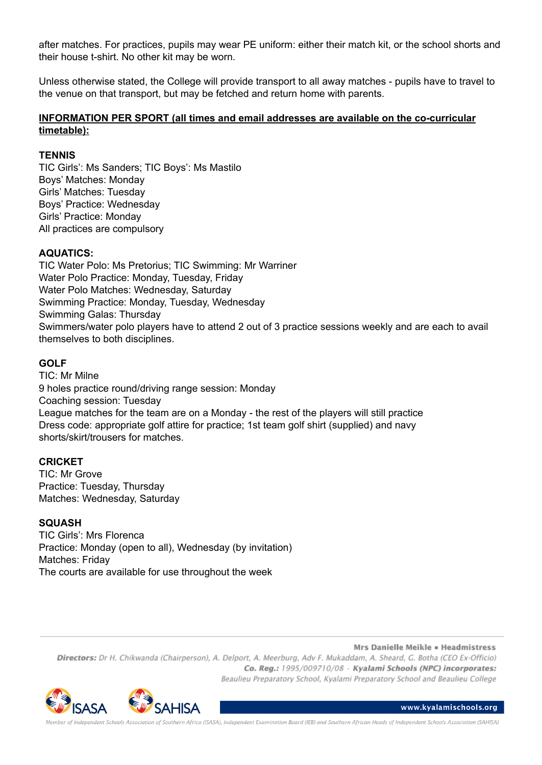after matches. For practices, pupils may wear PE uniform: either their match kit, or the school shorts and their house t-shirt. No other kit may be worn.

Unless otherwise stated, the College will provide transport to all away matches - pupils have to travel to the venue on that transport, but may be fetched and return home with parents.

**INFORMATION PER SPORT (all times and email addresses are available on the co-curricular timetable):**

**TENNIS**
TIC Girls': Ms Sanders; TIC Boys': Ms Mastilo
Boys' Matches: Monday
Girls' Matches: Tuesday
Boys' Practice: Wednesday
Girls' Practice: Monday
All practices are compulsory

**AQUATICS:**
TIC Water Polo: Ms Pretorius; TIC Swimming: Mr Warriner
Water Polo Practice: Monday, Tuesday, Friday
Water Polo Matches: Wednesday, Saturday
Swimming Practice: Monday, Tuesday, Wednesday
Swimming Galas: Thursday
Swimmers/water polo players have to attend 2 out of 3 practice sessions weekly and are each to avail themselves to both disciplines.

**GOLF**
TIC: Mr Milne
9 holes practice round/driving range session: Monday
Coaching session: Tuesday
League matches for the team are on a Monday - the rest of the players will still practice
Dress code: appropriate golf attire for practice; 1st team golf shirt (supplied) and navy shorts/skirt/trousers for matches.

**CRICKET**
TIC: Mr Grove
Practice: Tuesday, Thursday
Matches: Wednesday, Saturday

**SQUASH**
TIC Girls': Mrs Florenca
Practice: Monday (open to all), Wednesday (by invitation)
Matches: Friday
The courts are available for use throughout the week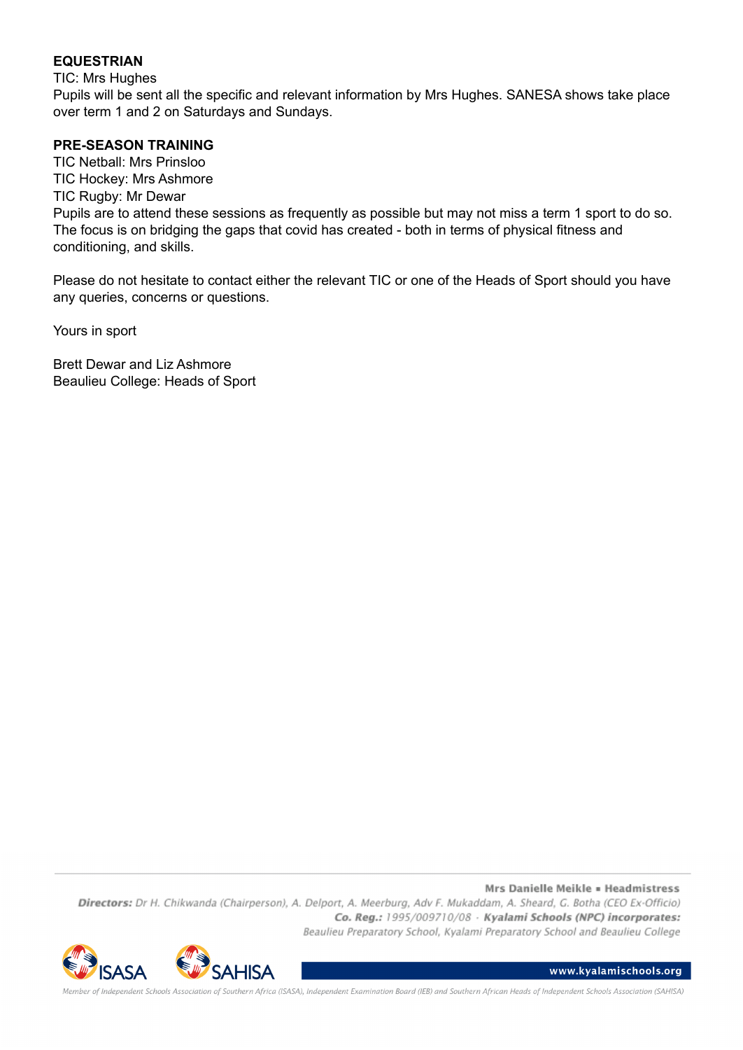**EQUESTRIAN**

TIC: Mrs Hughes

Pupils will be sent all the specific and relevant information by Mrs Hughes. SANESA shows take place over term 1 and 2 on Saturdays and Sundays.

**PRE-SEASON TRAINING**

TIC Netball: Mrs Prinsloo

TIC Hockey: Mrs Ashmore

TIC Rugby: Mr Dewar

Pupils are to attend these sessions as frequently as possible but may not miss a term 1 sport to do so. The focus is on bridging the gaps that covid has created - both in terms of physical fitness and conditioning, and skills.

Please do not hesitate to contact either the relevant TIC or one of the Heads of Sport should you have any queries, concerns or questions.

Yours in sport

Brett Dewar and Liz Ashmore

Beaulieu College: Heads of Sport